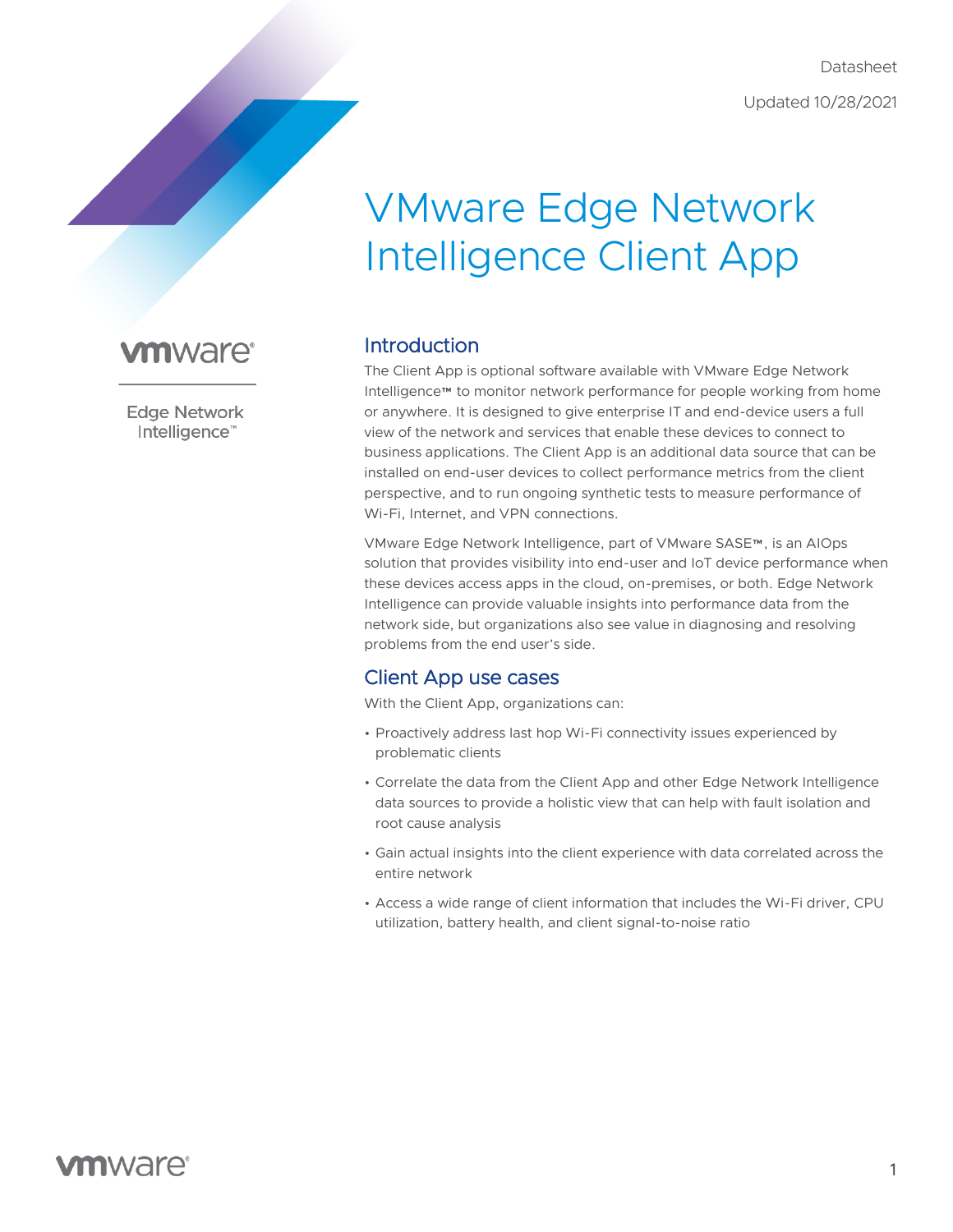Datasheet

Updated 10/28/2021

# VMware Edge Network Intelligence Client App

## Introduction

The Client App is optional software available with VMware Edge Network Intelligence™ to monitor network performance for people working from home or anywhere. It is designed to give enterprise IT and end-device users a full view of the network and services that enable these devices to connect to business applications. The Client App is an additional data source that can be installed on end-user devices to collect performance metrics from the client perspective, and to run ongoing synthetic tests to measure performance of Wi-Fi, Internet, and VPN connections.

VMware Edge Network Intelligence, part of VMware SASE™, is an AIOps solution that provides visibility into end-user and IoT device performance when these devices access apps in the cloud, on-premises, or both. Edge Network Intelligence can provide valuable insights into performance data from the network side, but organizations also see value in diagnosing and resolving problems from the end user's side.

## Client App use cases

With the Client App, organizations can:

- Proactively address last hop Wi-Fi connectivity issues experienced by problematic clients
- Correlate the data from the Client App and other Edge Network Intelligence data sources to provide a holistic view that can help with fault isolation and root cause analysis
- Gain actual insights into the client experience with data correlated across the entire network
- Access a wide range of client information that includes the Wi-Fi driver, CPU utilization, battery health, and client signal-to-noise ratio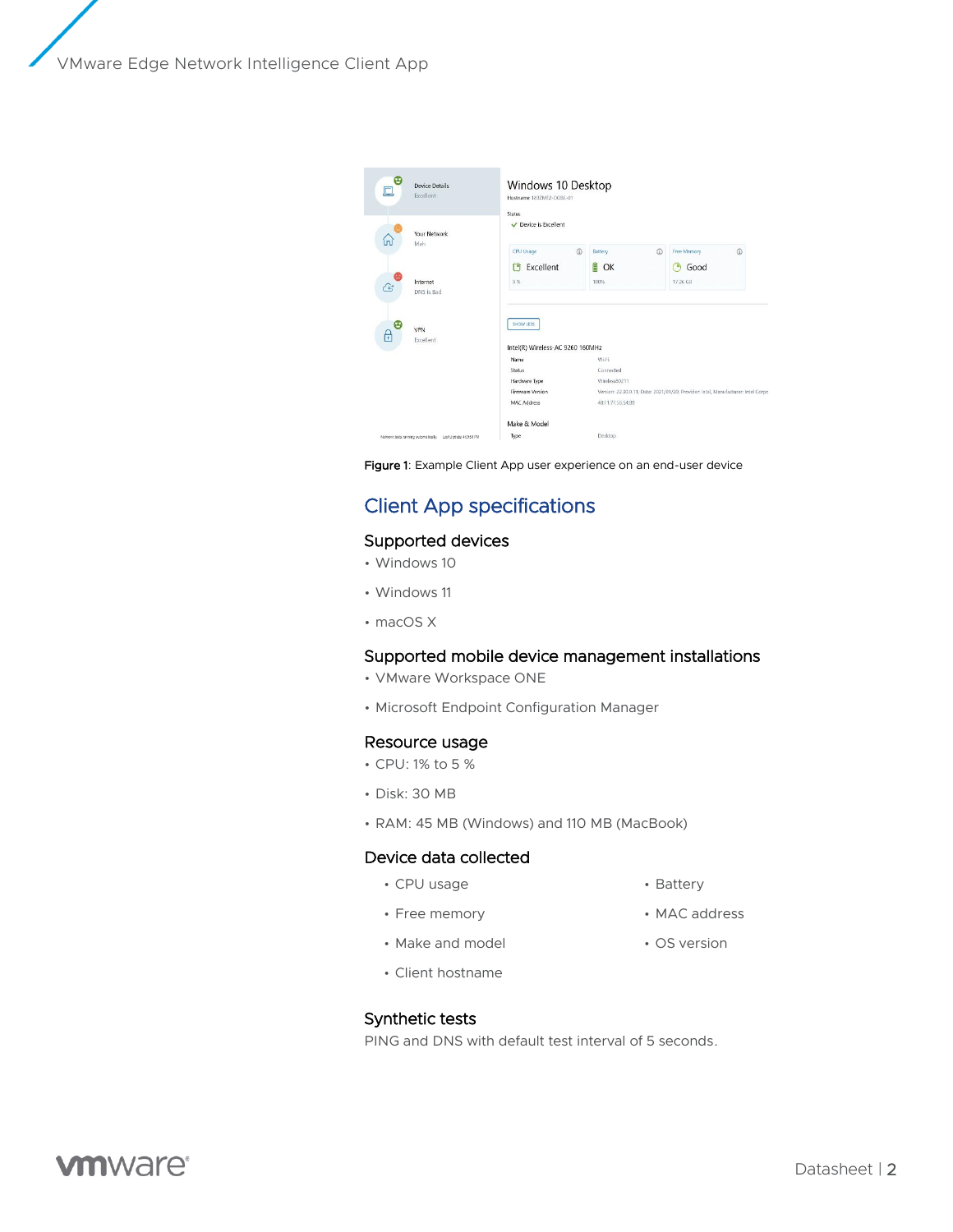Figure 1: Example Client App user experience on an end-user device

## Client App specifications

### Supported devices

- Windows 10
- Windows 11
- macOS X

### Supported mobile device management installations

- VMware Workspace ONE
- Microsoft Endpoint Configuration Manager

### Resource usage

- CPU: 1% to 5 %
- Disk: 30 MB
- RAM: 45 MB (Windows) and 110 MB (MacBook)

### Device data collected

- CPU usage
- Free memory
- Make and model
- Client hostname
- Battery
- MAC address
- OS version

### Synthetic tests

PING and DNS with default test interval of 5 seconds.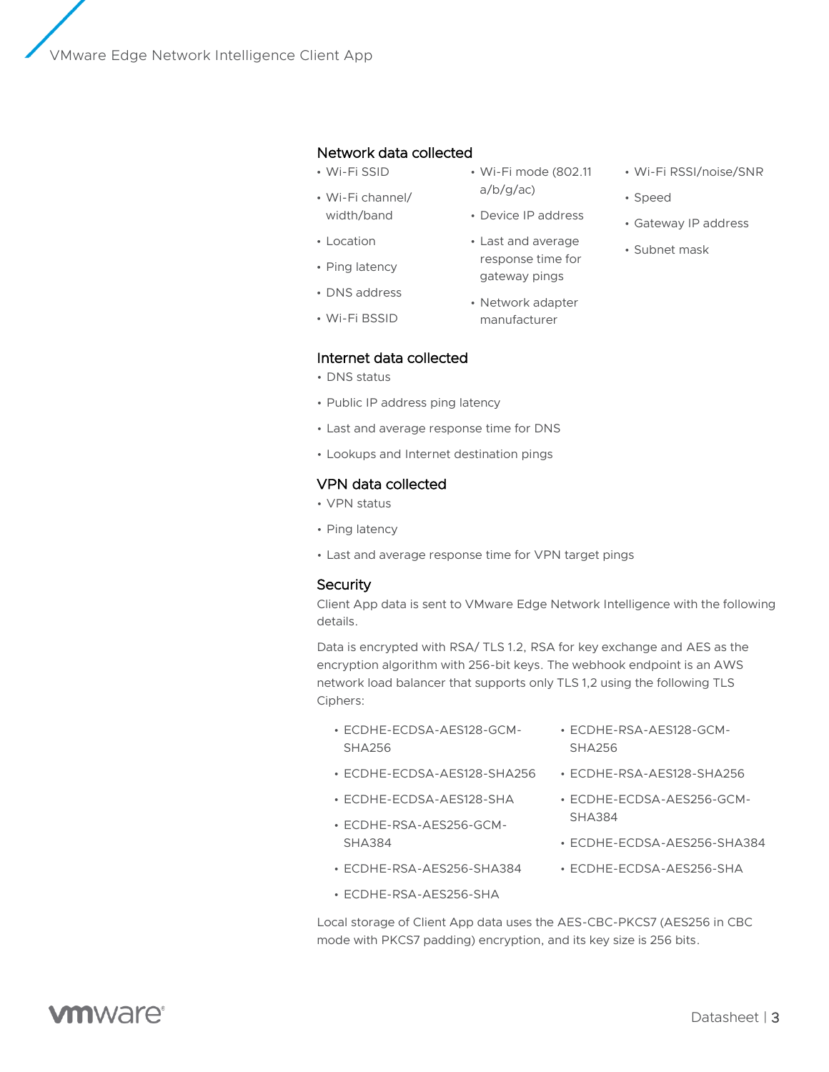## Network data collected

- Wi-Fi SSID
- Wi-Fi channel/ width/band
- Location
- Ping latency
- DNS address
- Wi-Fi BSSID
- Wi-Fi mode (802.11 a/b/g/ac)
- Device IP address
- Last and average response time for gateway pings
- Network adapter manufacturer
- Wi-Fi RSSI/noise/SNR
- Speed
- Gateway IP address
- Subnet mask

## Internet data collected

- DNS status
- Public IP address ping latency
- Last and average response time for DNS
- Lookups and Internet destination pings

## VPN data collected

- VPN status
- Ping latency
- Last and average response time for VPN target pings

## Security

Client App data is sent to VMware Edge Network Intelligence with the following details.

Data is encrypted with RSA/ TLS 1.2, RSA for key exchange and AES as the encryption algorithm with 256-bit keys. The webhook endpoint is an AWS network load balancer that supports only TLS 1,2 using the following TLS Ciphers:

- ECDHE-ECDSA-AES128-GCM-SHA256
- ECDHE-ECDSA-AES128-SHA256
- ECDHE-ECDSA-AES128-SHA
- ECDHE-RSA-AES256-GCM-SHA384
- ECDHE-RSA-AES256-SHA384
- ECDHE-RSA-AES256-SHA
- ECDHE-RSA-AES128-GCM-SHA256
- ECDHE-RSA-AES128-SHA256
- ECDHE-ECDSA-AES256-GCM-SHA384
- ECDHE-ECDSA-AES256-SHA384
- ECDHE-ECDSA-AES256-SHA

Local storage of Client App data uses the AES-CBC-PKCS7 (AES256 in CBC mode with PKCS7 padding) encryption, and its key size is 256 bits.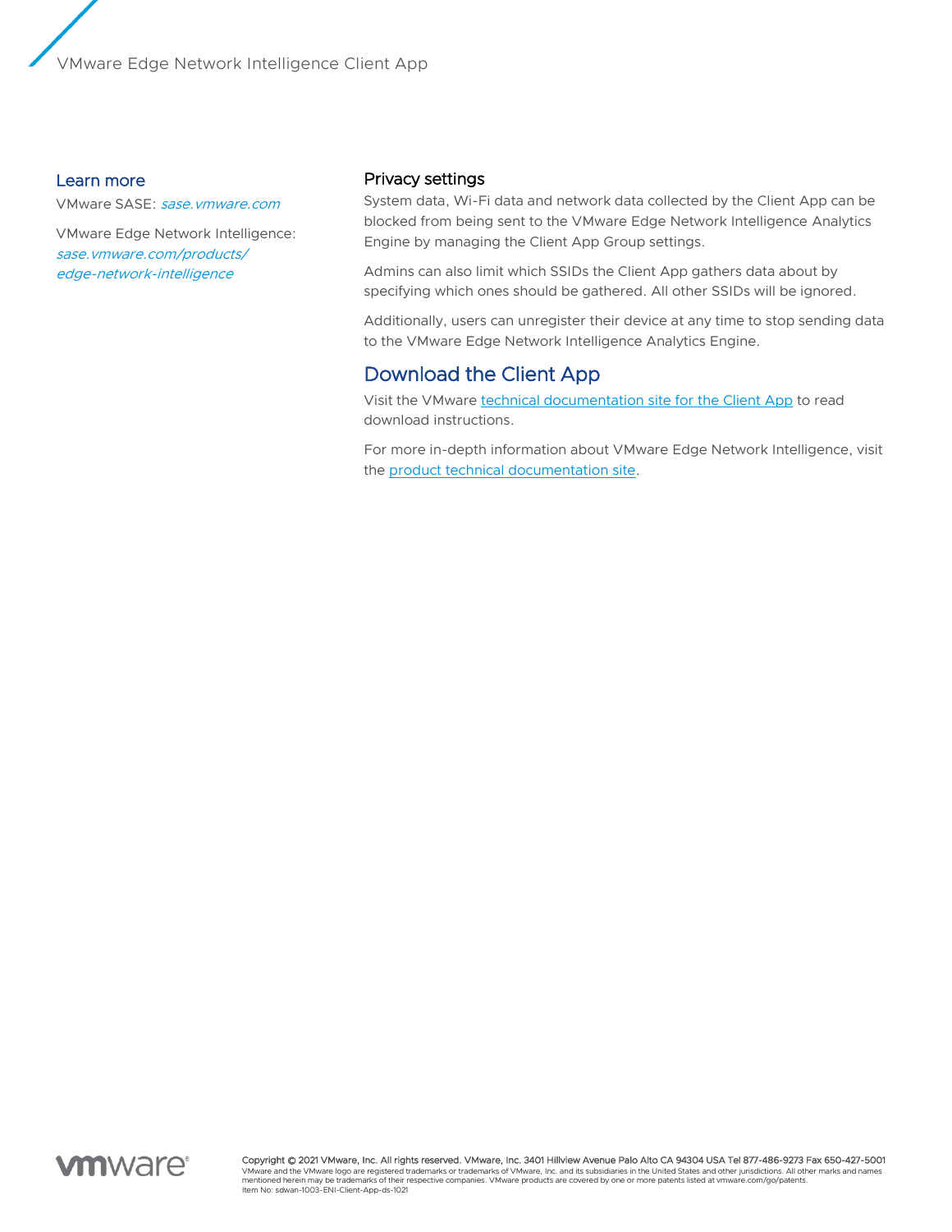## Learn more

VMware SASE: *sase.vmware.com*

VMware Edge Network Intelligence: *sase.vmware.com/products/edge-network-intelligence*

### Privacy settings

System data, Wi-Fi data and network data collected by the Client App can be blocked from being sent to the VMware Edge Network Intelligence Analytics Engine by managing the Client App Group settings.

Admins can also limit which SSIDs the Client App gathers data about by specifying which ones should be gathered. All other SSIDs will be ignored.

Additionally, users can unregister their device at any time to stop sending data to the VMware Edge Network Intelligence Analytics Engine.

## Download the Client App

Visit the VMware technical documentation site for the Client App to read download instructions.

For more in-depth information about VMware Edge Network Intelligence, visit the product technical documentation site.

Copyright © 2021 VMware, Inc. All rights reserved. VMware, Inc. 3401 Hillview Avenue Palo Alto CA 94304 USA Tel 877-486-9273 Fax 650-427-5001
VMware and the VMware logo are registered trademarks or trademarks of VMware, Inc. and its subsidiaries in the United States and other jurisdictions. All other marks and names mentioned herein may be trademarks of their respective companies. VMware products are covered by one or more patents listed at vmware.com/go/patents.
Item No: sdwan-1003-ENI-Client-App-ds-1021